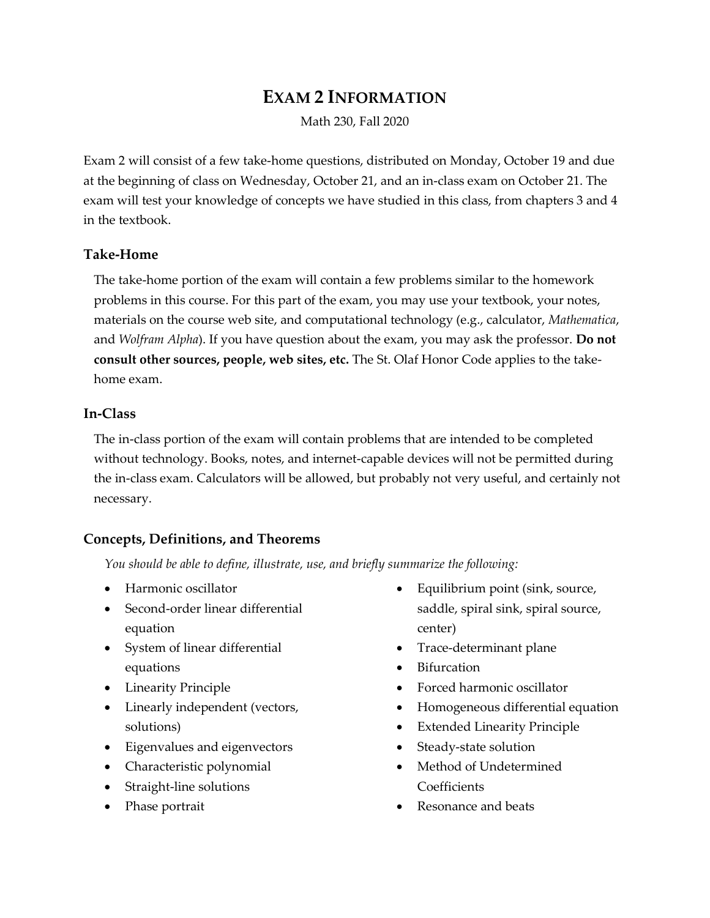# EXAM 2 INFORMATION

Math 230, Fall 2020

Exam 2 will consist of a few take-home questions, distributed on Monday, October 19 and due at the beginning of class on Wednesday, October 21, and an in-class exam on October 21. The exam will test your knowledge of concepts we have studied in this class, from chapters 3 and 4 in the textbook.

### Take-Home

The take-home portion of the exam will contain a few problems similar to the homework problems in this course. For this part of the exam, you may use your textbook, your notes, materials on the course web site, and computational technology (e.g., calculator, *Mathematica*, and *Wolfram Alpha*). If you have question about the exam, you may ask the professor. **Do not consult other sources, people, web sites, etc.** The St. Olaf Honor Code applies to the take-home exam.

### In-Class

The in-class portion of the exam will contain problems that are intended to be completed without technology. Books, notes, and internet-capable devices will not be permitted during the in-class exam. Calculators will be allowed, but probably not very useful, and certainly not necessary.

### Concepts, Definitions, and Theorems

*You should be able to define, illustrate, use, and briefly summarize the following:*

- Harmonic oscillator
- Second-order linear differential equation
- System of linear differential equations
- Linearity Principle
- Linearly independent (vectors, solutions)
- Eigenvalues and eigenvectors
- Characteristic polynomial
- Straight-line solutions
- Phase portrait
- Equilibrium point (sink, source, saddle, spiral sink, spiral source, center)
- Trace-determinant plane
- Bifurcation
- Forced harmonic oscillator
- Homogeneous differential equation
- Extended Linearity Principle
- Steady-state solution
- Method of Undetermined Coefficients
- Resonance and beats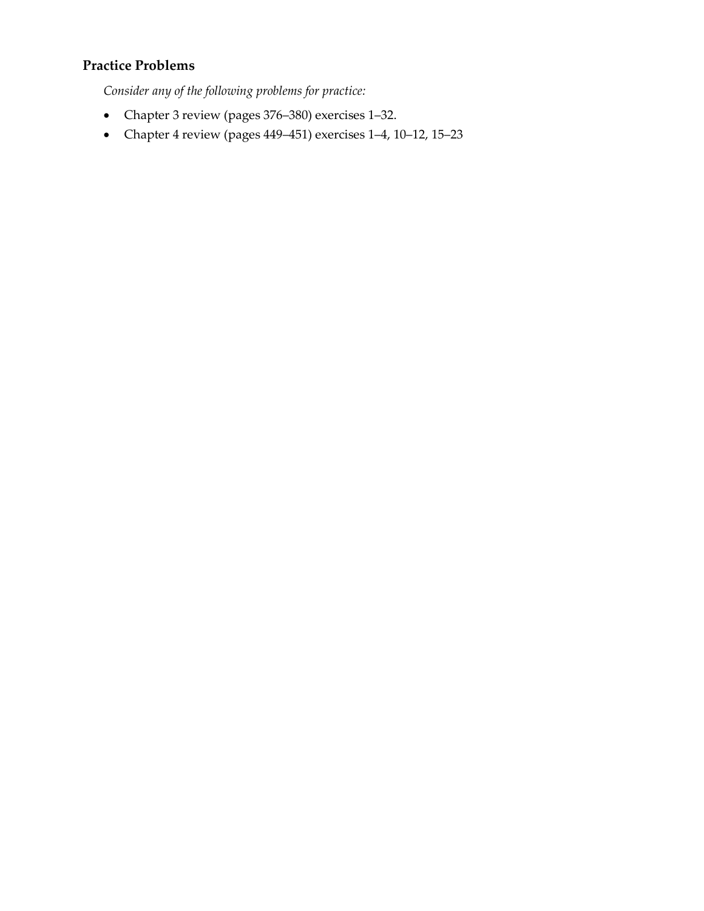### Practice Problems

*Consider any of the following problems for practice:*

- Chapter 3 review (pages 376–380) exercises 1–32.
- Chapter 4 review (pages 449–451) exercises 1–4, 10–12, 15–23